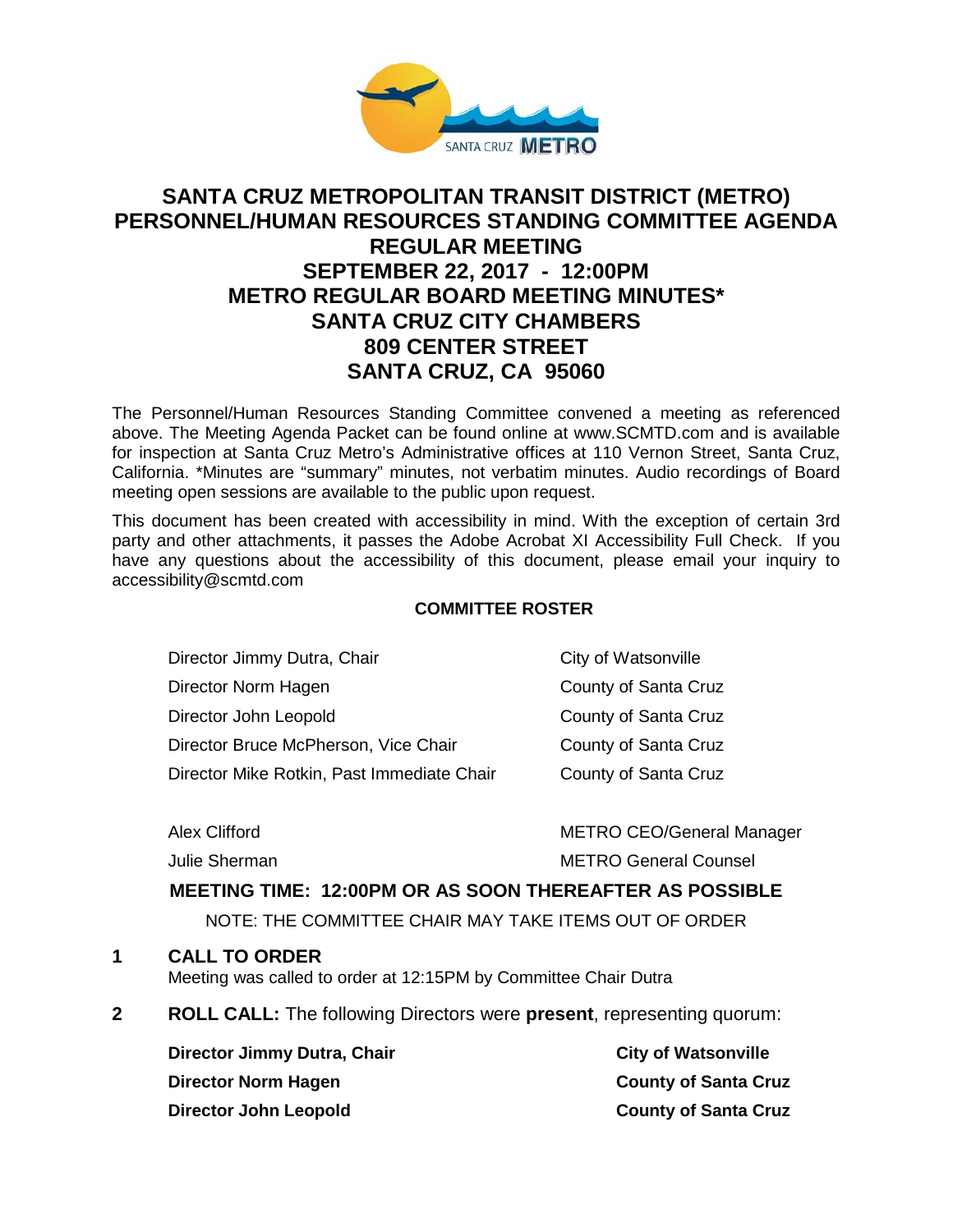# SANTA CRUZ METROPOLITAN TRANSIT DISTRICT (METRO) PERSONNEL/HUMAN RESOURCES STANDING COMMITTEE AGENDA REGULAR MEETING SEPTEMBER 22, 2017 - 12:00PM METRO REGULAR BOARD MEETING MINUTES* SANTA CRUZ CITY CHAMBERS 809 CENTER STREET SANTA CRUZ, CA 95060

The Personnel/Human Resources Standing Committee convened a meeting as referenced above. The Meeting Agenda Packet can be found online at www.SCMTD.com and is available for inspection at Santa Cruz Metro's Administrative offices at 110 Vernon Street, Santa Cruz, California. *Minutes are "summary" minutes, not verbatim minutes. Audio recordings of Board meeting open sessions are available to the public upon request.

This document has been created with accessibility in mind. With the exception of certain 3rd party and other attachments, it passes the Adobe Acrobat XI Accessibility Full Check. If you have any questions about the accessibility of this document, please email your inquiry to accessibility@scmtd.com

**COMMITTEE ROSTER**

| | |
|---|---|
| Director Jimmy Dutra, Chair | City of Watsonville |
| Director Norm Hagen | County of Santa Cruz |
| Director John Leopold | County of Santa Cruz |
| Director Bruce McPherson, Vice Chair | County of Santa Cruz |
| Director Mike Rotkin, Past Immediate Chair | County of Santa Cruz |

| | |
|---|---|
| Alex Clifford | METRO CEO/General Manager |
| Julie Sherman | METRO General Counsel |

**MEETING TIME: 12:00PM OR AS SOON THEREAFTER AS POSSIBLE**

NOTE: THE COMMITTEE CHAIR MAY TAKE ITEMS OUT OF ORDER

**1 CALL TO ORDER**

Meeting was called to order at 12:15PM by Committee Chair Dutra

**2 ROLL CALL:** The following Directors were **present**, representing quorum:

| | |
|---|---|
| **Director Jimmy Dutra, Chair** | **City of Watsonville** |
| **Director Norm Hagen** | **County of Santa Cruz** |
| **Director John Leopold** | **County of Santa Cruz** |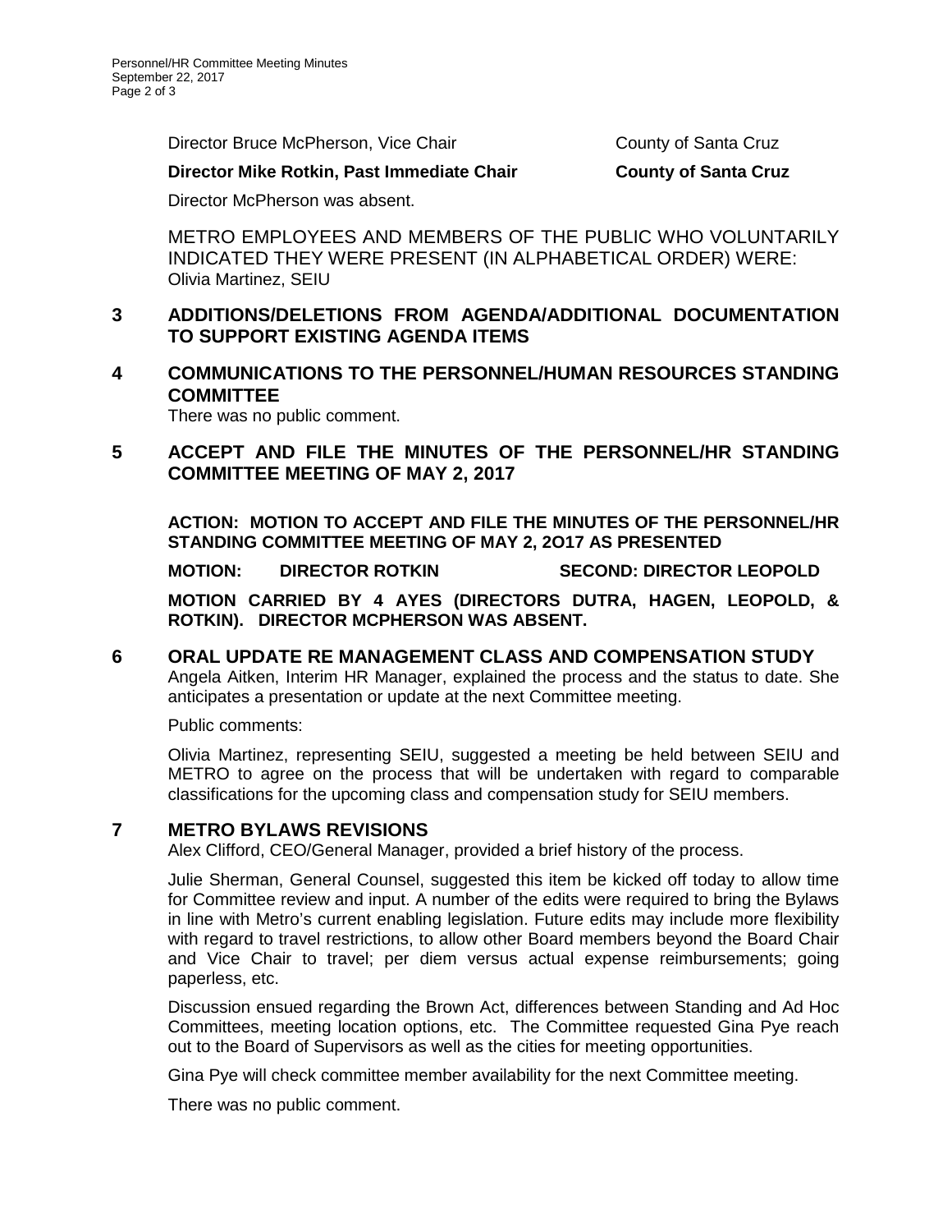Director Bruce McPherson, Vice Chair — County of Santa Cruz

**Director Mike Rotkin, Past Immediate Chair — County of Santa Cruz**

Director McPherson was absent.

METRO EMPLOYEES AND MEMBERS OF THE PUBLIC WHO VOLUNTARILY INDICATED THEY WERE PRESENT (IN ALPHABETICAL ORDER) WERE:
Olivia Martinez, SEIU

## 3 ADDITIONS/DELETIONS FROM AGENDA/ADDITIONAL DOCUMENTATION TO SUPPORT EXISTING AGENDA ITEMS

## 4 COMMUNICATIONS TO THE PERSONNEL/HUMAN RESOURCES STANDING COMMITTEE

There was no public comment.

## 5 ACCEPT AND FILE THE MINUTES OF THE PERSONNEL/HR STANDING COMMITTEE MEETING OF MAY 2, 2017

**ACTION: MOTION TO ACCEPT AND FILE THE MINUTES OF THE PERSONNEL/HR STANDING COMMITTEE MEETING OF MAY 2, 2O17 AS PRESENTED**

**MOTION: DIRECTOR ROTKIN SECOND: DIRECTOR LEOPOLD**

**MOTION CARRIED BY 4 AYES (DIRECTORS DUTRA, HAGEN, LEOPOLD, & ROTKIN). DIRECTOR MCPHERSON WAS ABSENT.**

## 6 ORAL UPDATE RE MANAGEMENT CLASS AND COMPENSATION STUDY

Angela Aitken, Interim HR Manager, explained the process and the status to date. She anticipates a presentation or update at the next Committee meeting.

Public comments:

Olivia Martinez, representing SEIU, suggested a meeting be held between SEIU and METRO to agree on the process that will be undertaken with regard to comparable classifications for the upcoming class and compensation study for SEIU members.

## 7 METRO BYLAWS REVISIONS

Alex Clifford, CEO/General Manager, provided a brief history of the process.

Julie Sherman, General Counsel, suggested this item be kicked off today to allow time for Committee review and input. A number of the edits were required to bring the Bylaws in line with Metro's current enabling legislation. Future edits may include more flexibility with regard to travel restrictions, to allow other Board members beyond the Board Chair and Vice Chair to travel; per diem versus actual expense reimbursements; going paperless, etc.

Discussion ensued regarding the Brown Act, differences between Standing and Ad Hoc Committees, meeting location options, etc. The Committee requested Gina Pye reach out to the Board of Supervisors as well as the cities for meeting opportunities.

Gina Pye will check committee member availability for the next Committee meeting.

There was no public comment.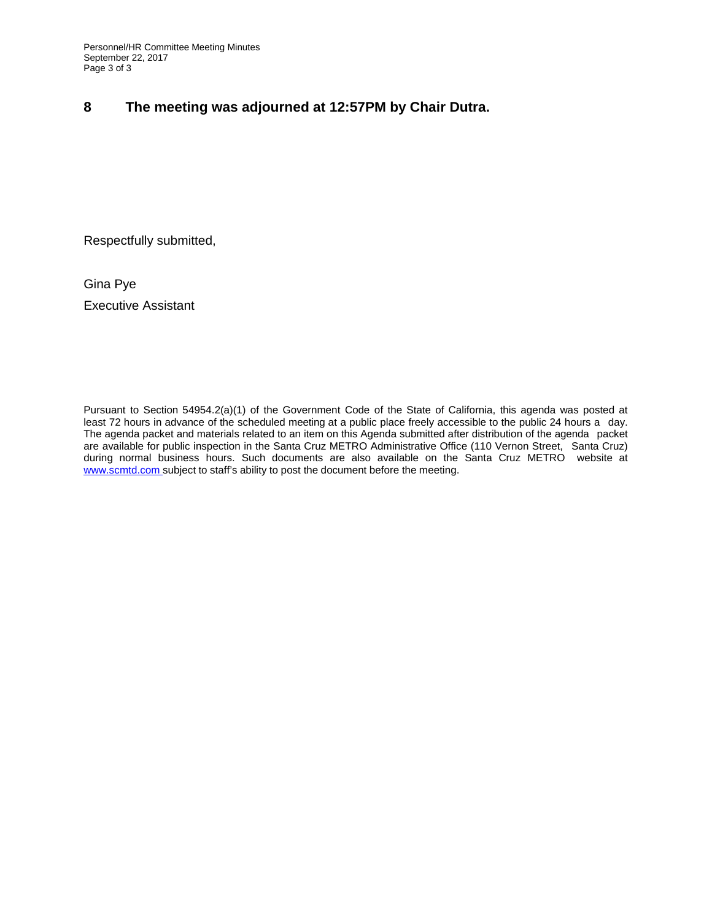## 8 The meeting was adjourned at 12:57PM by Chair Dutra.

Respectfully submitted,

Gina Pye

Executive Assistant

Pursuant to Section 54954.2(a)(1) of the Government Code of the State of California, this agenda was posted at least 72 hours in advance of the scheduled meeting at a public place freely accessible to the public 24 hours a day. The agenda packet and materials related to an item on this Agenda submitted after distribution of the agenda packet are available for public inspection in the Santa Cruz METRO Administrative Office (110 Vernon Street, Santa Cruz) during normal business hours. Such documents are also available on the Santa Cruz METRO website at www.scmtd.com subject to staff's ability to post the document before the meeting.